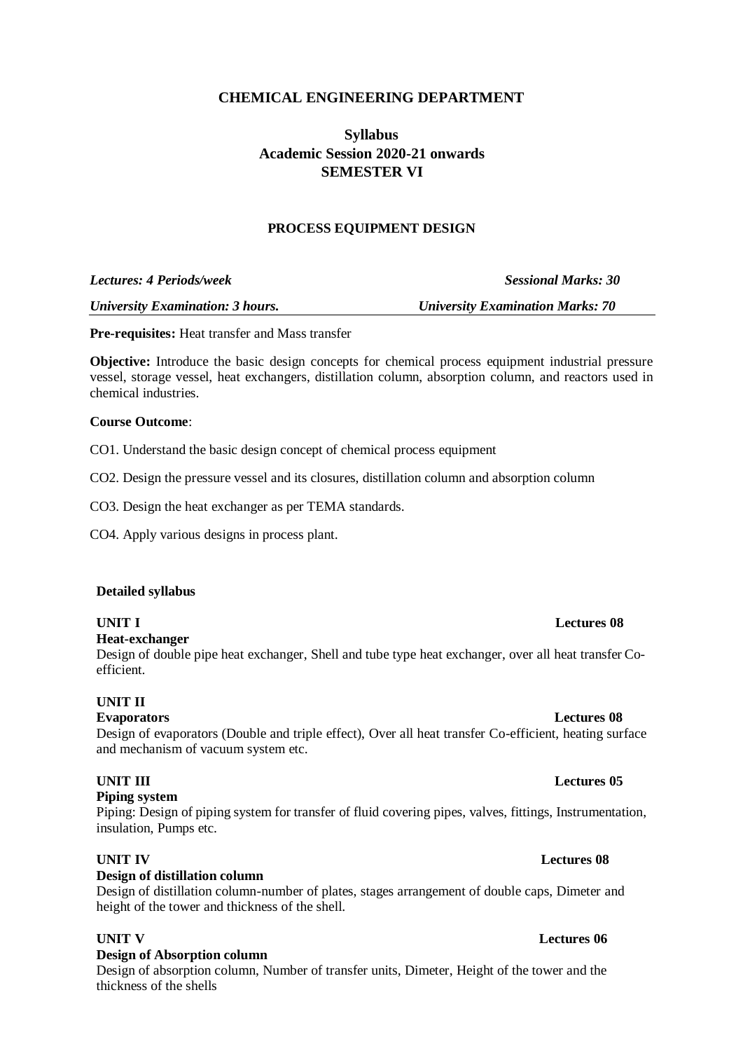# CHEMICAL ENGINEERING DEPARTMENT

## Syllabus
## Academic Session 2020-21 onwards
## SEMESTER VI

### PROCESS EQUIPMENT DESIGN

***Lectures: 4 Periods/week*** — ***Sessional Marks: 30***

***University Examination: 3 hours.*** — ***University Examination Marks: 70***

---

**Pre-requisites:** Heat transfer and Mass transfer

**Objective:** Introduce the basic design concepts for chemical process equipment industrial pressure vessel, storage vessel, heat exchangers, distillation column, absorption column, and reactors used in chemical industries.

**Course Outcome**:

CO1. Understand the basic design concept of chemical process equipment

CO2. Design the pressure vessel and its closures, distillation column and absorption column

CO3. Design the heat exchanger as per TEMA standards.

CO4. Apply various designs in process plant.

**Detailed syllabus**

**UNIT I** — **Lectures 08**

**Heat-exchanger**

Design of double pipe heat exchanger, Shell and tube type heat exchanger, over all heat transfer Co-efficient.

**UNIT II**

**Evaporators** — **Lectures 08**

Design of evaporators (Double and triple effect), Over all heat transfer Co-efficient, heating surface and mechanism of vacuum system etc.

**UNIT III** — **Lectures 05**

**Piping system**

Piping: Design of piping system for transfer of fluid covering pipes, valves, fittings, Instrumentation, insulation, Pumps etc.

**UNIT IV** — **Lectures 08**

**Design of distillation column**

Design of distillation column-number of plates, stages arrangement of double caps, Dimeter and height of the tower and thickness of the shell.

**UNIT V** — **Lectures 06**

**Design of Absorption column**

Design of absorption column, Number of transfer units, Dimeter, Height of the tower and the thickness of the shells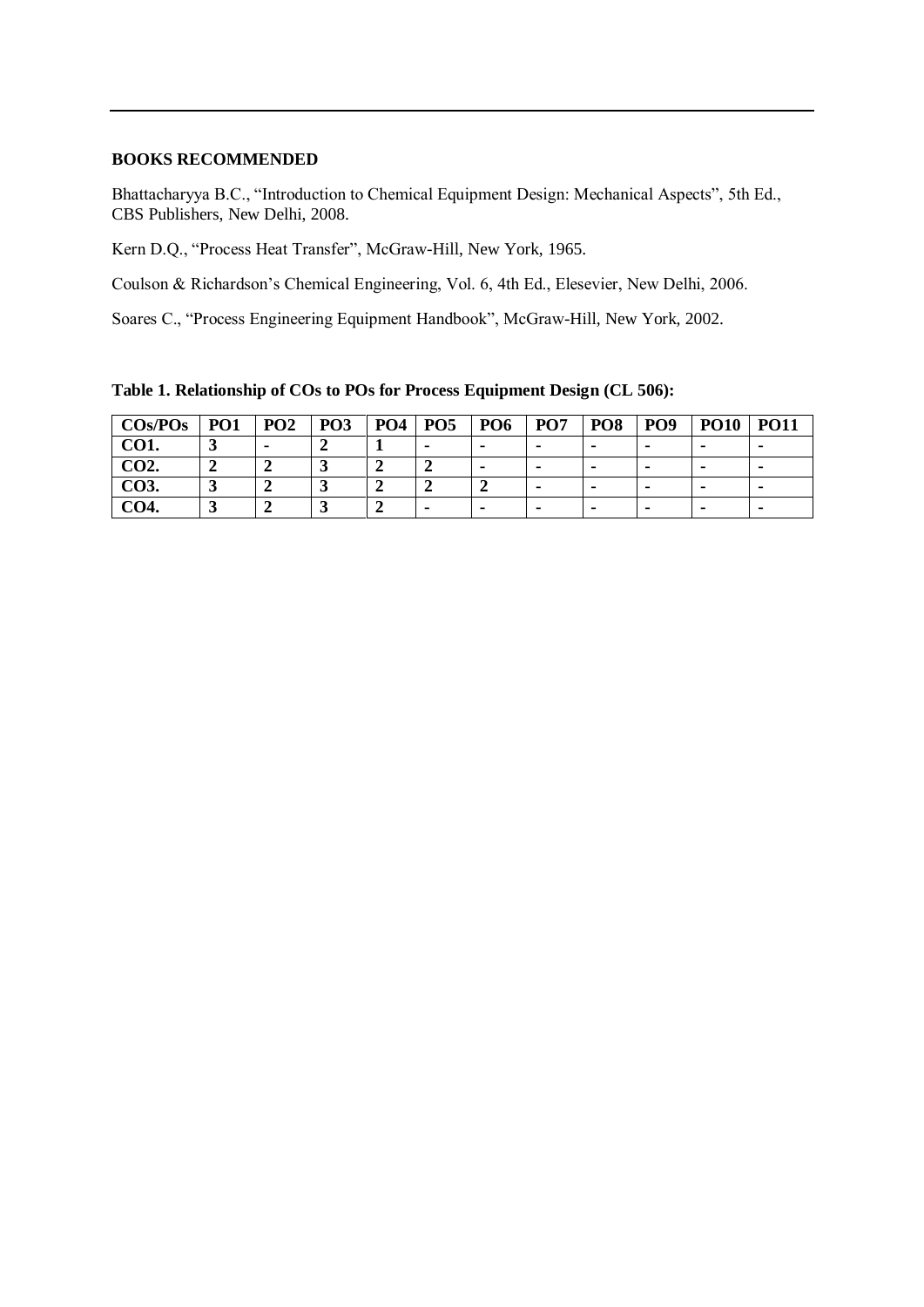**BOOKS RECOMMENDED**

Bhattacharyya B.C., "Introduction to Chemical Equipment Design: Mechanical Aspects", 5th Ed., CBS Publishers, New Delhi, 2008.

Kern D.Q., "Process Heat Transfer", McGraw-Hill, New York, 1965.

Coulson & Richardson's Chemical Engineering, Vol. 6, 4th Ed., Elesevier, New Delhi, 2006.

Soares C., "Process Engineering Equipment Handbook", McGraw-Hill, New York, 2002.

**Table 1. Relationship of COs to POs for Process Equipment Design (CL 506):**

| COs/POs | PO1 | PO2 | PO3 | PO4 | PO5 | PO6 | PO7 | PO8 | PO9 | PO10 | PO11 |
|---|---|---|---|---|---|---|---|---|---|---|---|
| CO1. | 3 | - | 2 | 1 | - | - | - | - | - | - | - |
| CO2. | 2 | 2 | 3 | 2 | 2 | - | - | - | - | - | - |
| CO3. | 3 | 2 | 3 | 2 | 2 | 2 | - | - | - | - | - |
| CO4. | 3 | 2 | 3 | 2 | - | - | - | - | - | - | - |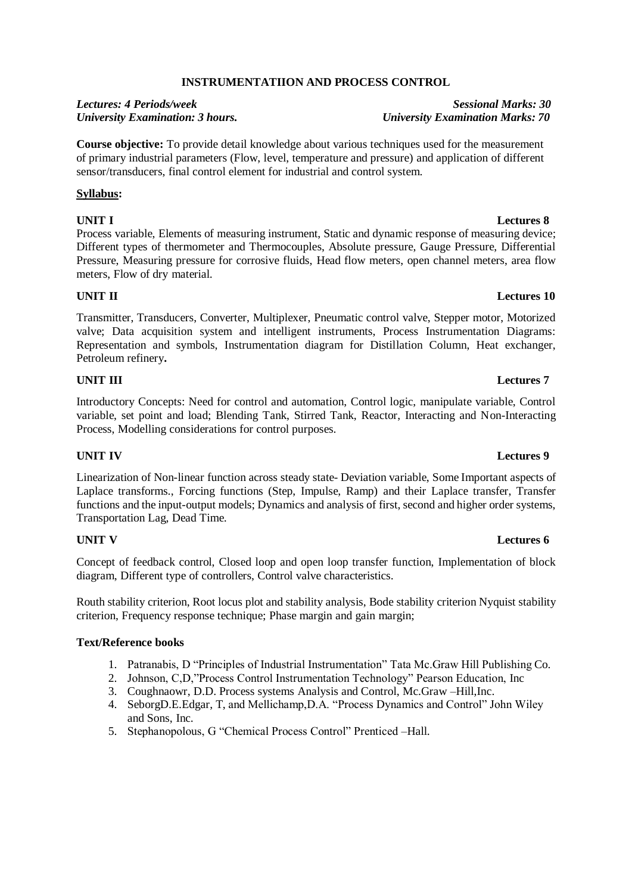## INSTRUMENTATIION AND PROCESS CONTROL

***Lectures: 4 Periods/week*** — ***Sessional Marks: 30***
***University Examination: 3 hours.*** — ***University Examination Marks: 70***

**Course objective:** To provide detail knowledge about various techniques used for the measurement of primary industrial parameters (Flow, level, temperature and pressure) and application of different sensor/transducers, final control element for industrial and control system.

**Syllabus:**

**UNIT I** — **Lectures 8**

Process variable, Elements of measuring instrument, Static and dynamic response of measuring device; Different types of thermometer and Thermocouples, Absolute pressure, Gauge Pressure, Differential Pressure, Measuring pressure for corrosive fluids, Head flow meters, open channel meters, area flow meters, Flow of dry material.

**UNIT II** — **Lectures 10**

Transmitter, Transducers, Converter, Multiplexer, Pneumatic control valve, Stepper motor, Motorized valve; Data acquisition system and intelligent instruments, Process Instrumentation Diagrams: Representation and symbols, Instrumentation diagram for Distillation Column, Heat exchanger, Petroleum refinery**.**

**UNIT III** — **Lectures 7**

Introductory Concepts: Need for control and automation, Control logic, manipulate variable, Control variable, set point and load; Blending Tank, Stirred Tank, Reactor, Interacting and Non-Interacting Process, Modelling considerations for control purposes.

**UNIT IV** — **Lectures 9**

Linearization of Non-linear function across steady state- Deviation variable, Some Important aspects of Laplace transforms., Forcing functions (Step, Impulse, Ramp) and their Laplace transfer, Transfer functions and the input-output models; Dynamics and analysis of first, second and higher order systems, Transportation Lag, Dead Time.

**UNIT V** — **Lectures 6**

Concept of feedback control, Closed loop and open loop transfer function, Implementation of block diagram, Different type of controllers, Control valve characteristics.

Routh stability criterion, Root locus plot and stability analysis, Bode stability criterion Nyquist stability criterion, Frequency response technique; Phase margin and gain margin;

**Text/Reference books**

1. Patranabis, D "Principles of Industrial Instrumentation" Tata Mc.Graw Hill Publishing Co.
2. Johnson, C,D,"Process Control Instrumentation Technology" Pearson Education, Inc
3. Coughnaowr, D.D. Process systems Analysis and Control, Mc.Graw –Hill,Inc.
4. SeborgD.E.Edgar, T, and Mellichamp,D.A. "Process Dynamics and Control" John Wiley and Sons, Inc.
5. Stephanopolous, G "Chemical Process Control" Prenticed –Hall.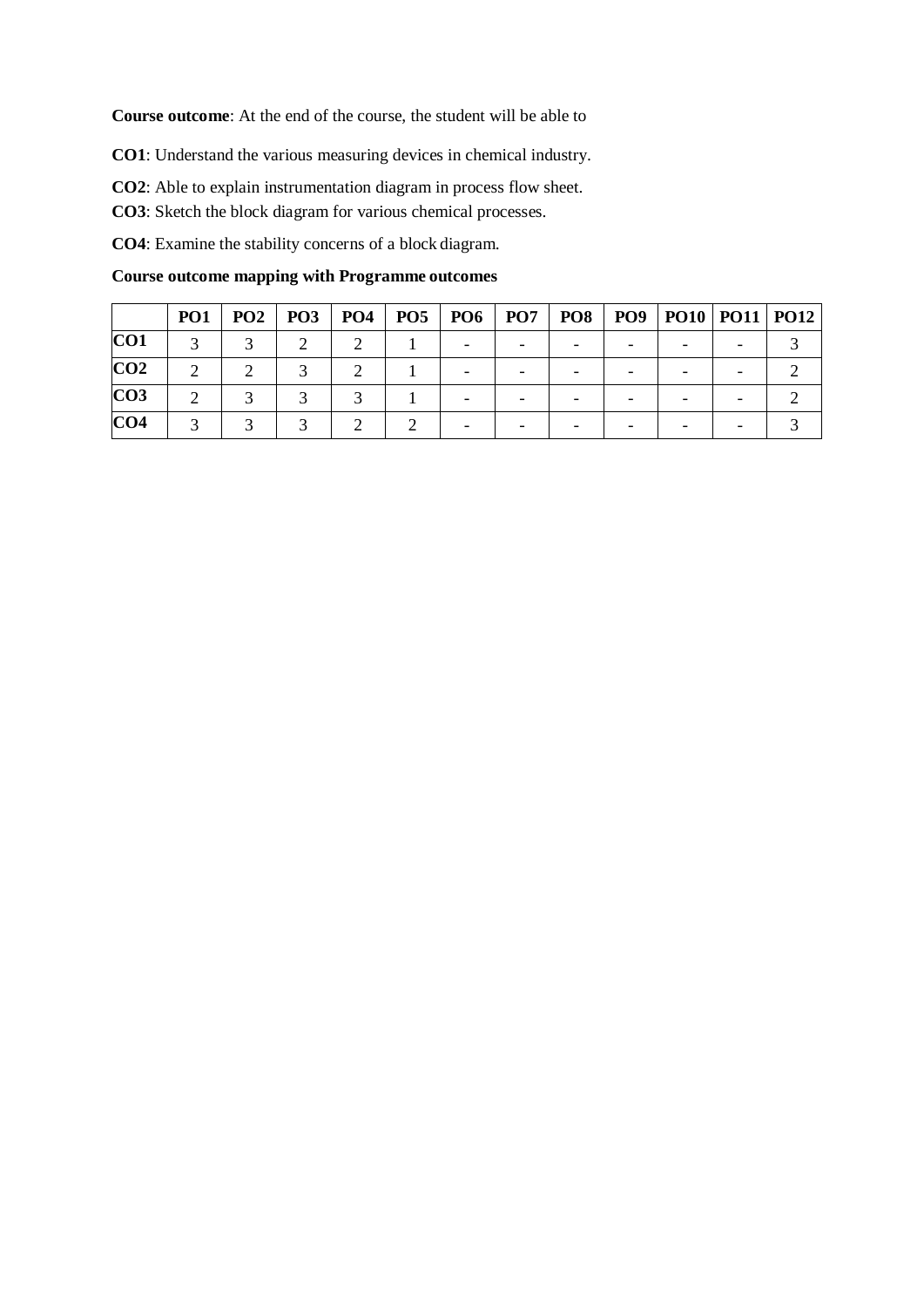**Course outcome**: At the end of the course, the student will be able to

**CO1**: Understand the various measuring devices in chemical industry.

**CO2**: Able to explain instrumentation diagram in process flow sheet.

**CO3**: Sketch the block diagram for various chemical processes.

**CO4**: Examine the stability concerns of a block diagram.

**Course outcome mapping with Programme outcomes**

| | PO1 | PO2 | PO3 | PO4 | PO5 | PO6 | PO7 | PO8 | PO9 | PO10 | PO11 | PO12 |
|---|---|---|---|---|---|---|---|---|---|---|---|---|
| **CO1** | 3 | 3 | 2 | 2 | 1 | - | - | - | - | - | - | 3 |
| **CO2** | 2 | 2 | 3 | 2 | 1 | - | - | - | - | - | - | 2 |
| **CO3** | 2 | 3 | 3 | 3 | 1 | - | - | - | - | - | - | 2 |
| **CO4** | 3 | 3 | 3 | 2 | 2 | - | - | - | - | - | - | 3 |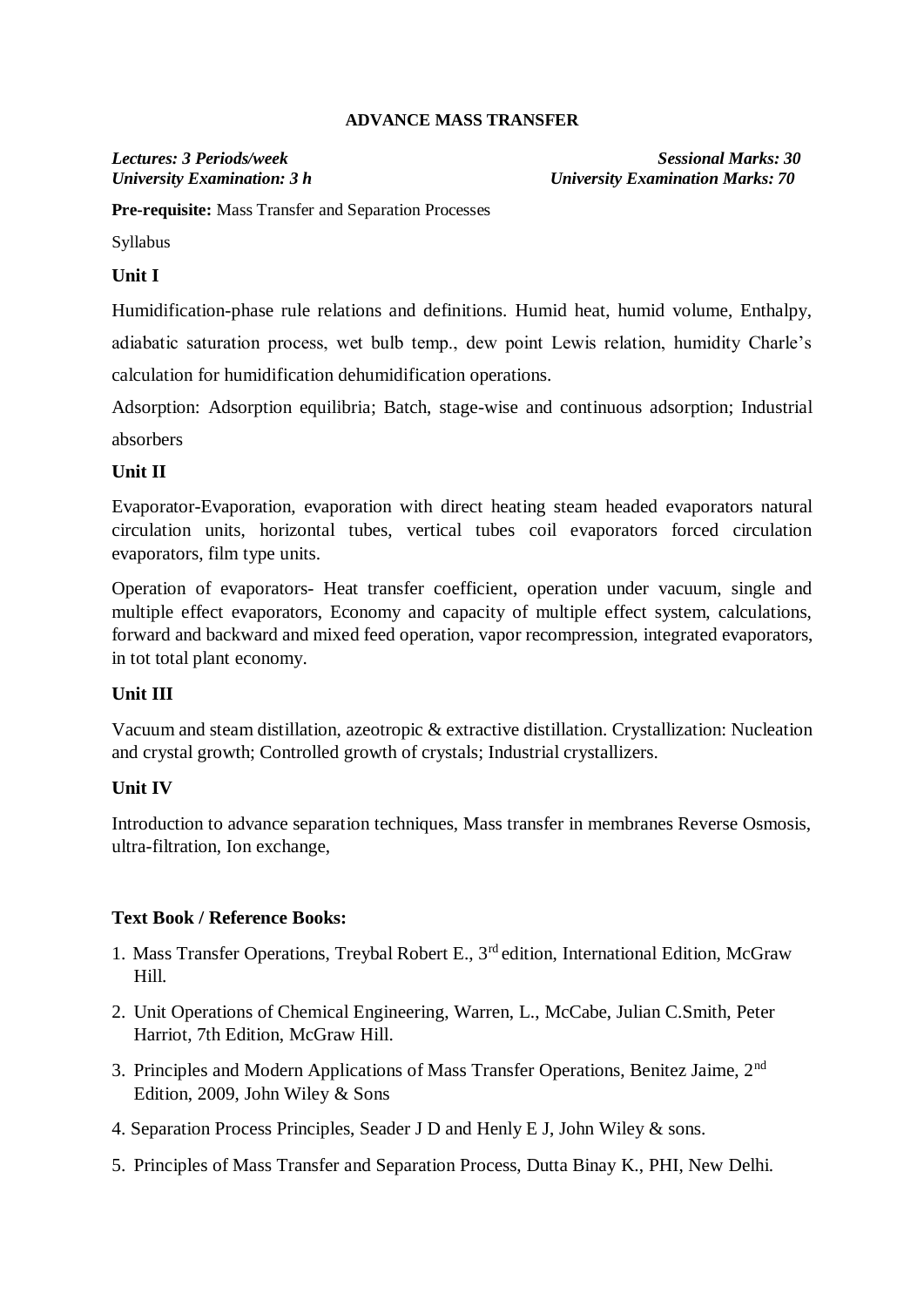# ADVANCE MASS TRANSFER

*Lectures: 3 Periods/week* *Sessional Marks: 30*
*University Examination: 3 h* *University Examination Marks: 70*

**Pre-requisite:** Mass Transfer and Separation Processes

Syllabus

### Unit I

Humidification-phase rule relations and definitions. Humid heat, humid volume, Enthalpy, adiabatic saturation process, wet bulb temp., dew point Lewis relation, humidity Charle's calculation for humidification dehumidification operations.

Adsorption: Adsorption equilibria; Batch, stage-wise and continuous adsorption; Industrial absorbers

### Unit II

Evaporator-Evaporation, evaporation with direct heating steam headed evaporators natural circulation units, horizontal tubes, vertical tubes coil evaporators forced circulation evaporators, film type units.

Operation of evaporators- Heat transfer coefficient, operation under vacuum, single and multiple effect evaporators, Economy and capacity of multiple effect system, calculations, forward and backward and mixed feed operation, vapor recompression, integrated evaporators, in tot total plant economy.

### Unit III

Vacuum and steam distillation, azeotropic & extractive distillation. Crystallization: Nucleation and crystal growth; Controlled growth of crystals; Industrial crystallizers.

### Unit IV

Introduction to advance separation techniques, Mass transfer in membranes Reverse Osmosis, ultra-filtration, Ion exchange,

**Text Book / Reference Books:**

1. Mass Transfer Operations, Treybal Robert E., 3rd edition, International Edition, McGraw Hill.
2. Unit Operations of Chemical Engineering, Warren, L., McCabe, Julian C.Smith, Peter Harriot, 7th Edition, McGraw Hill.
3. Principles and Modern Applications of Mass Transfer Operations, Benitez Jaime, 2nd Edition, 2009, John Wiley & Sons
4. Separation Process Principles, Seader J D and Henly E J, John Wiley & sons.
5. Principles of Mass Transfer and Separation Process, Dutta Binay K., PHI, New Delhi.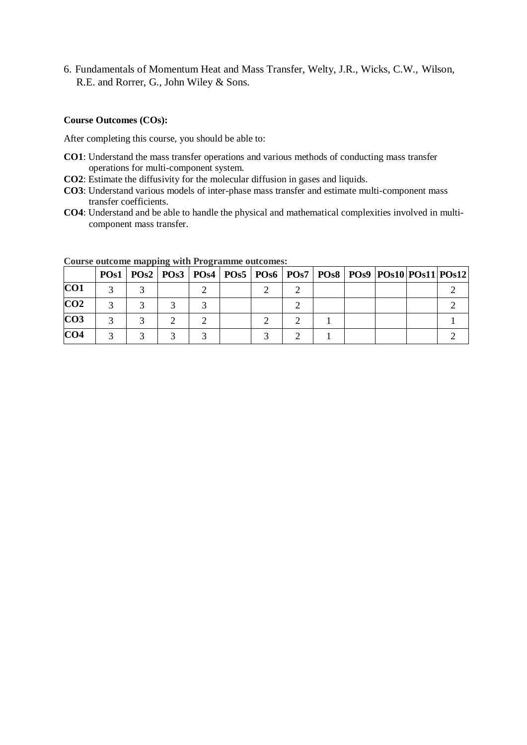6. Fundamentals of Momentum Heat and Mass Transfer, Welty, J.R., Wicks, C.W., Wilson, R.E. and Rorrer, G., John Wiley & Sons.

**Course Outcomes (COs):**

After completing this course, you should be able to:

**CO1**: Understand the mass transfer operations and various methods of conducting mass transfer operations for multi-component system.

**CO2**: Estimate the diffusivity for the molecular diffusion in gases and liquids.

**CO3**: Understand various models of inter-phase mass transfer and estimate multi-component mass transfer coefficients.

**CO4**: Understand and be able to handle the physical and mathematical complexities involved in multi-component mass transfer.

**Course outcome mapping with Programme outcomes:**

| | POs1 | POs2 | POs3 | POs4 | POs5 | POs6 | POs7 | POs8 | POs9 | POs10 | POs11 | POs12 |
|---|---|---|---|---|---|---|---|---|---|---|---|---|
| **CO1** | 3 | 3 | | 2 | | 2 | 2 | | | | | 2 |
| **CO2** | 3 | 3 | 3 | 3 | | | 2 | | | | | 2 |
| **CO3** | 3 | 3 | 2 | 2 | | 2 | 2 | 1 | | | | 1 |
| **CO4** | 3 | 3 | 3 | 3 | | 3 | 2 | 1 | | | | 2 |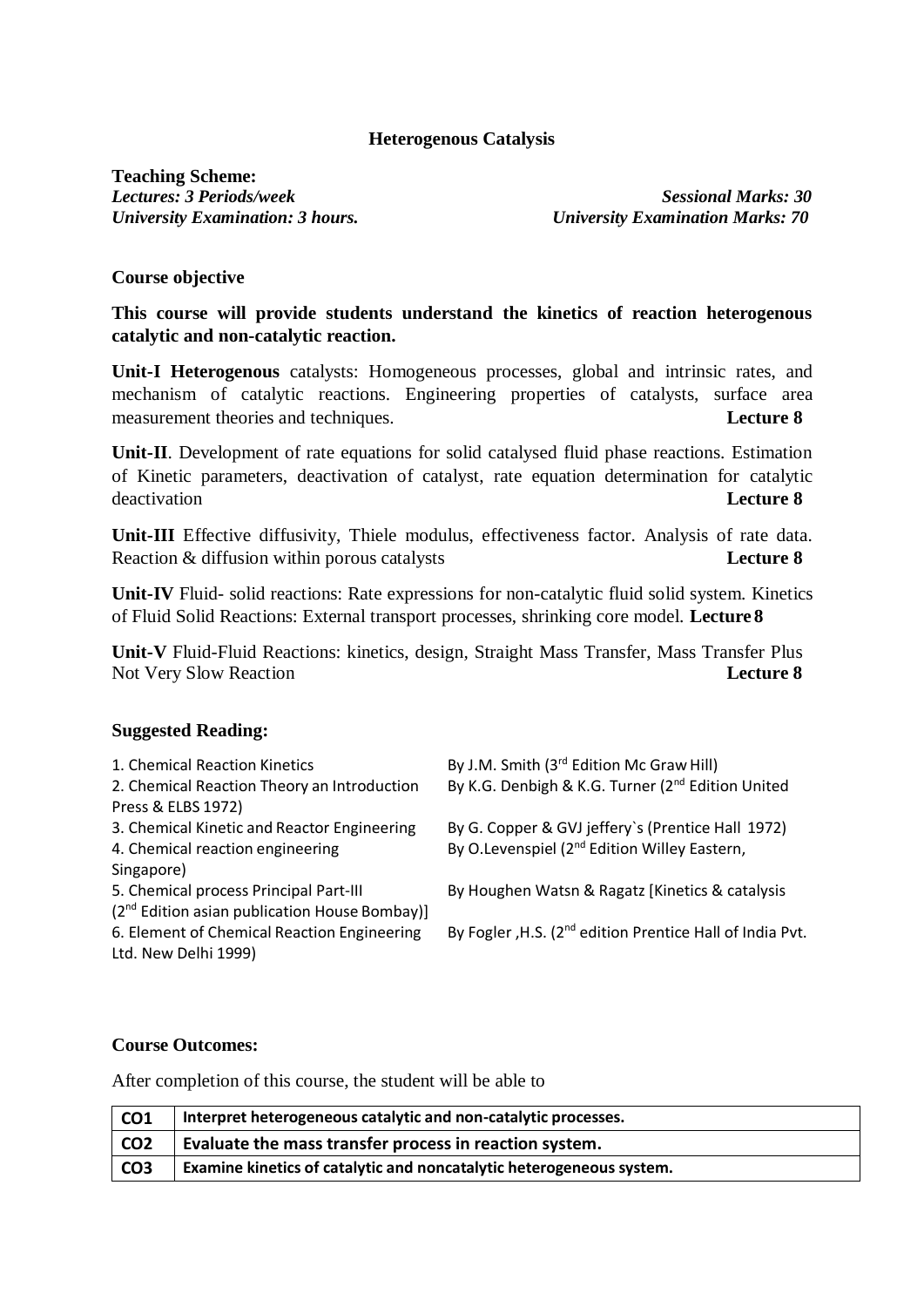## Heterogenous Catalysis

**Teaching Scheme:**

***Lectures: 3 Periods/week*** — ***Sessional Marks: 30***

***University Examination: 3 hours.*** — ***University Examination Marks: 70***

### Course objective

**This course will provide students understand the kinetics of reaction heterogenous catalytic and non-catalytic reaction.**

**Unit-I Heterogenous** catalysts: Homogeneous processes, global and intrinsic rates, and mechanism of catalytic reactions. Engineering properties of catalysts, surface area measurement theories and techniques. **Lecture 8**

**Unit-II**. Development of rate equations for solid catalysed fluid phase reactions. Estimation of Kinetic parameters, deactivation of catalyst, rate equation determination for catalytic deactivation **Lecture 8**

**Unit-III** Effective diffusivity, Thiele modulus, effectiveness factor. Analysis of rate data. Reaction & diffusion within porous catalysts **Lecture 8**

**Unit-IV** Fluid- solid reactions: Rate expressions for non-catalytic fluid solid system. Kinetics of Fluid Solid Reactions: External transport processes, shrinking core model. **Lecture 8**

**Unit-V** Fluid-Fluid Reactions: kinetics, design, Straight Mass Transfer, Mass Transfer Plus Not Very Slow Reaction **Lecture 8**

### Suggested Reading:

1. Chemical Reaction Kinetics — By J.M. Smith (3rd Edition Mc Graw Hill)
2. Chemical Reaction Theory an Introduction — By K.G. Denbigh & K.G. Turner (2nd Edition United Press & ELBS 1972)
3. Chemical Kinetic and Reactor Engineering — By G. Copper & GVJ jeffery`s (Prentice Hall 1972)
4. Chemical reaction engineering — By O.Levenspiel (2nd Edition Willey Eastern, Singapore)
5. Chemical process Principal Part-III — By Houghen Watsn & Ragatz [Kinetics & catalysis (2nd Edition asian publication House Bombay)]
6. Element of Chemical Reaction Engineering — By Fogler ,H.S. (2nd edition Prentice Hall of India Pvt. Ltd. New Delhi 1999)

### Course Outcomes:

After completion of this course, the student will be able to

| | |
|---|---|
| **CO1** | **Interpret heterogeneous catalytic and non-catalytic processes.** |
| **CO2** | **Evaluate the mass transfer process in reaction system.** |
| **CO3** | **Examine kinetics of catalytic and noncatalytic heterogeneous system.** |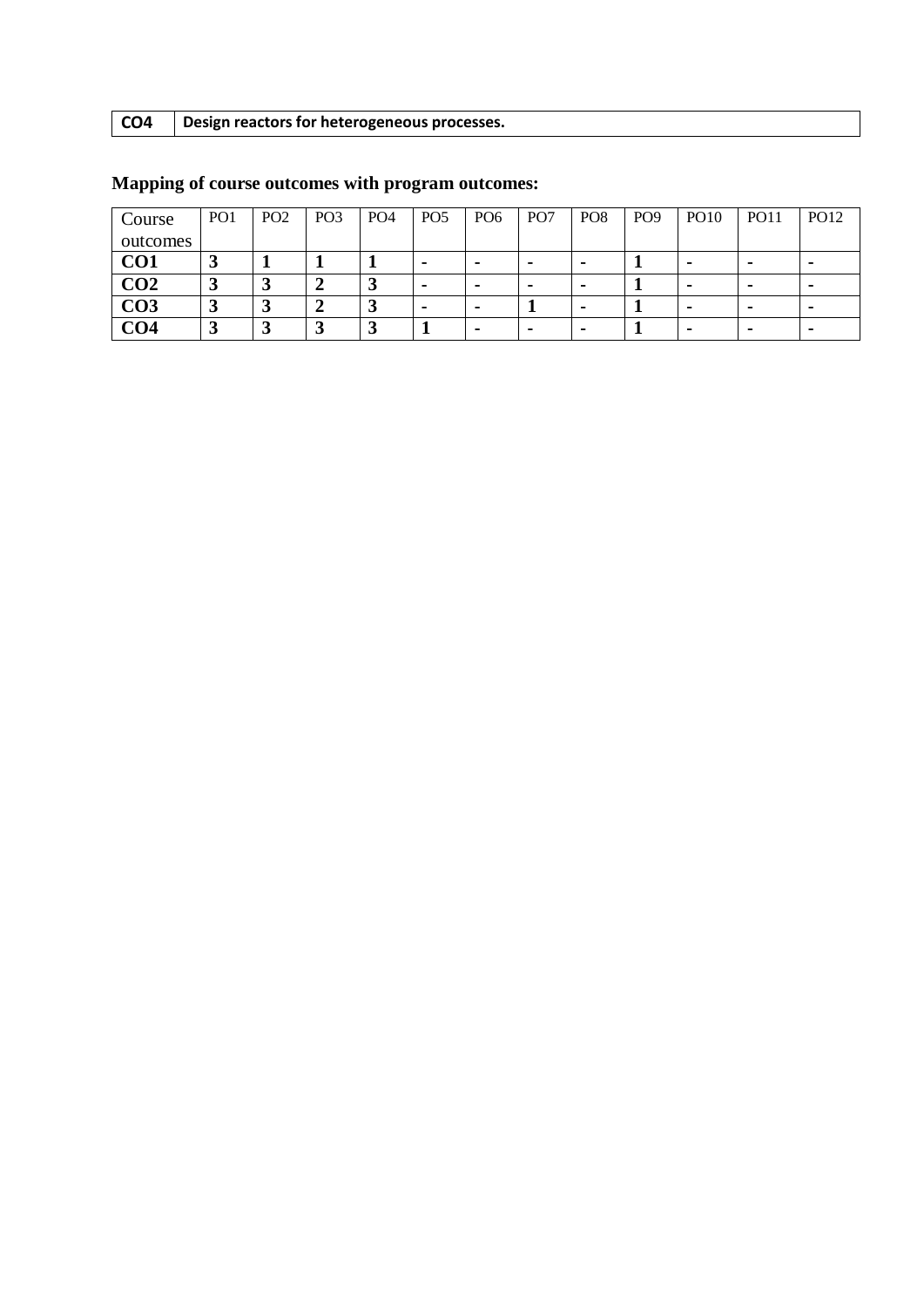| CO4 | Design reactors for heterogeneous processes. |
|---|---|

## Mapping of course outcomes with program outcomes:

| Course outcomes | PO1 | PO2 | PO3 | PO4 | PO5 | PO6 | PO7 | PO8 | PO9 | PO10 | PO11 | PO12 |
|---|---|---|---|---|---|---|---|---|---|---|---|---|
| **CO1** | **3** | **1** | **1** | **1** | **-** | **-** | **-** | **-** | **1** | **-** | **-** | **-** |
| **CO2** | **3** | **3** | **2** | **3** | **-** | **-** | **-** | **-** | **1** | **-** | **-** | **-** |
| **CO3** | **3** | **3** | **2** | **3** | **-** | **-** | **1** | **-** | **1** | **-** | **-** | **-** |
| **CO4** | **3** | **3** | **3** | **3** | **1** | **-** | **-** | **-** | **1** | **-** | **-** | **-** |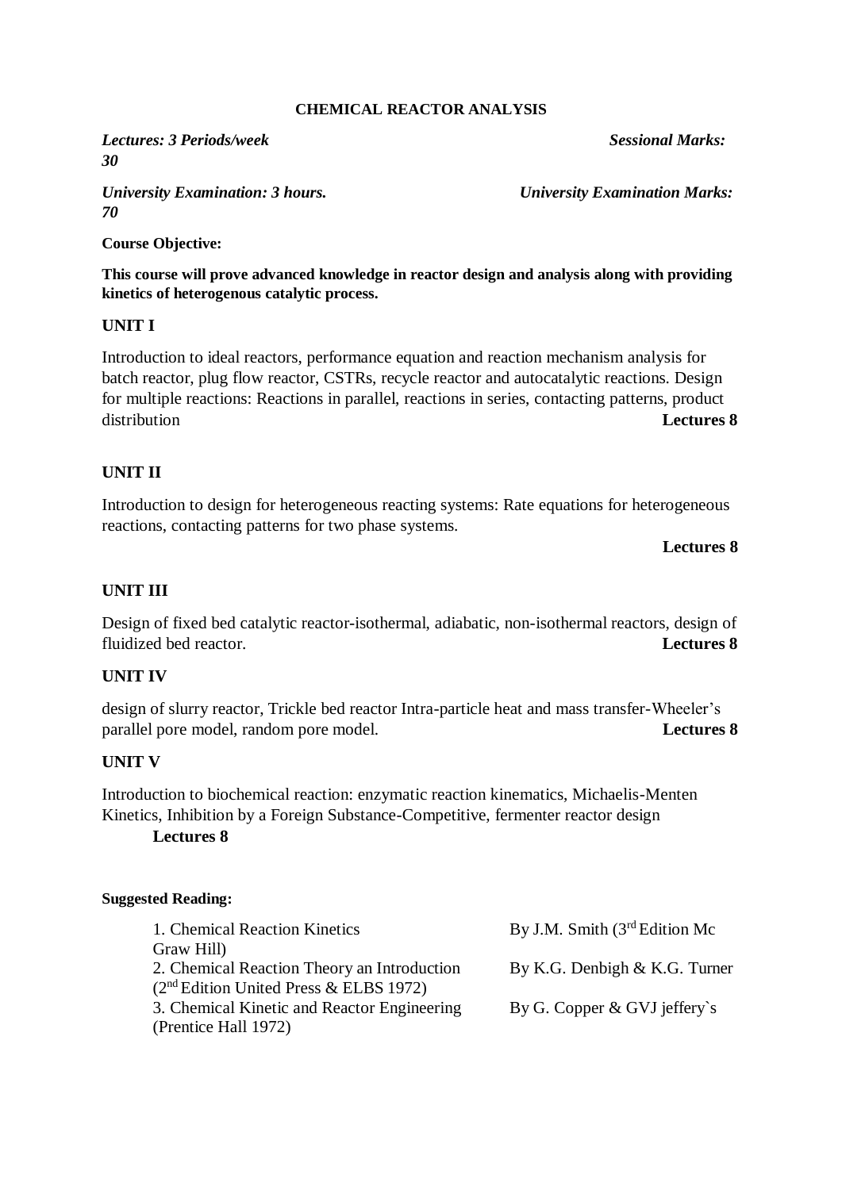**CHEMICAL REACTOR ANALYSIS**

*Lectures: 3 Periods/week* *Sessional Marks: 30*

*University Examination: 3 hours.* *University Examination Marks: 70*

**Course Objective:**

**This course will prove advanced knowledge in reactor design and analysis along with providing kinetics of heterogenous catalytic process.**

**UNIT I**

Introduction to ideal reactors, performance equation and reaction mechanism analysis for batch reactor, plug flow reactor, CSTRs, recycle reactor and autocatalytic reactions. Design for multiple reactions: Reactions in parallel, reactions in series, contacting patterns, product distribution **Lectures 8**

**UNIT II**

Introduction to design for heterogeneous reacting systems: Rate equations for heterogeneous reactions, contacting patterns for two phase systems.

**Lectures 8**

**UNIT III**

Design of fixed bed catalytic reactor-isothermal, adiabatic, non-isothermal reactors, design of fluidized bed reactor. **Lectures 8**

**UNIT IV**

design of slurry reactor, Trickle bed reactor Intra-particle heat and mass transfer-Wheeler's parallel pore model, random pore model. **Lectures 8**

**UNIT V**

Introduction to biochemical reaction: enzymatic reaction kinematics, Michaelis-Menten Kinetics, Inhibition by a Foreign Substance-Competitive, fermenter reactor design

**Lectures 8**

**Suggested Reading:**

1. Chemical Reaction Kinetics By J.M. Smith (3rd Edition Mc Graw Hill)
2. Chemical Reaction Theory an Introduction By K.G. Denbigh & K.G. Turner (2nd Edition United Press & ELBS 1972)
3. Chemical Kinetic and Reactor Engineering By G. Copper & GVJ jeffery`s (Prentice Hall 1972)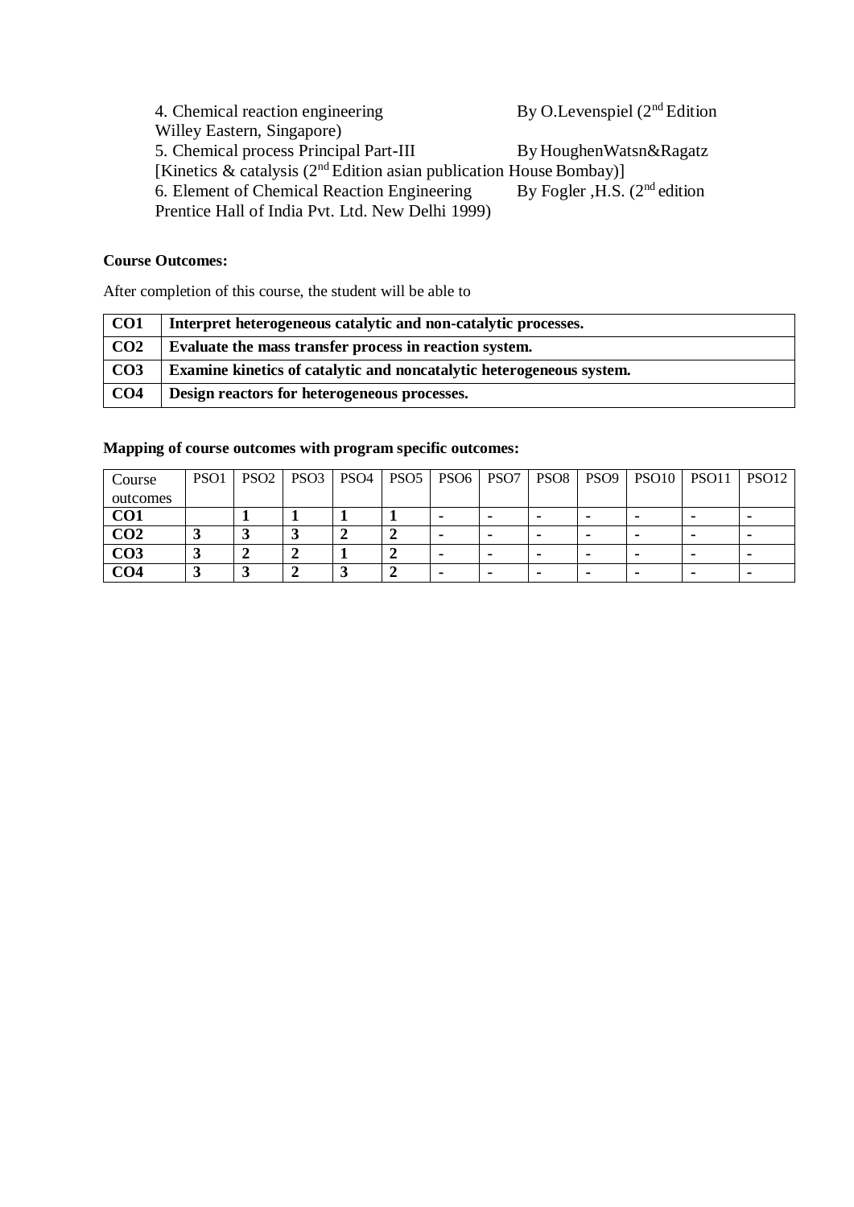4. Chemical reaction engineering By O.Levenspiel (2nd Edition Willey Eastern, Singapore)
5. Chemical process Principal Part-III By HoughenWatsn&Ragatz [Kinetics & catalysis (2nd Edition asian publication House Bombay)]
6. Element of Chemical Reaction Engineering By Fogler ,H.S. (2nd edition Prentice Hall of India Pvt. Ltd. New Delhi 1999)

**Course Outcomes:**

After completion of this course, the student will be able to

| | |
|---|---|
| **CO1** | **Interpret heterogeneous catalytic and non-catalytic processes.** |
| **CO2** | **Evaluate the mass transfer process in reaction system.** |
| **CO3** | **Examine kinetics of catalytic and noncatalytic heterogeneous system.** |
| **CO4** | **Design reactors for heterogeneous processes.** |

**Mapping of course outcomes with program specific outcomes:**

| Course outcomes | PSO1 | PSO2 | PSO3 | PSO4 | PSO5 | PSO6 | PSO7 | PSO8 | PSO9 | PSO10 | PSO11 | PSO12 |
|---|---|---|---|---|---|---|---|---|---|---|---|---|
| **CO1** | | **1** | **1** | **1** | **1** | **-** | **-** | **-** | **-** | **-** | **-** | **-** |
| **CO2** | **3** | **3** | **3** | **2** | **2** | **-** | **-** | **-** | **-** | **-** | **-** | **-** |
| **CO3** | **3** | **2** | **2** | **1** | **2** | **-** | **-** | **-** | **-** | **-** | **-** | **-** |
| **CO4** | **3** | **3** | **2** | **3** | **2** | **-** | **-** | **-** | **-** | **-** | **-** | **-** |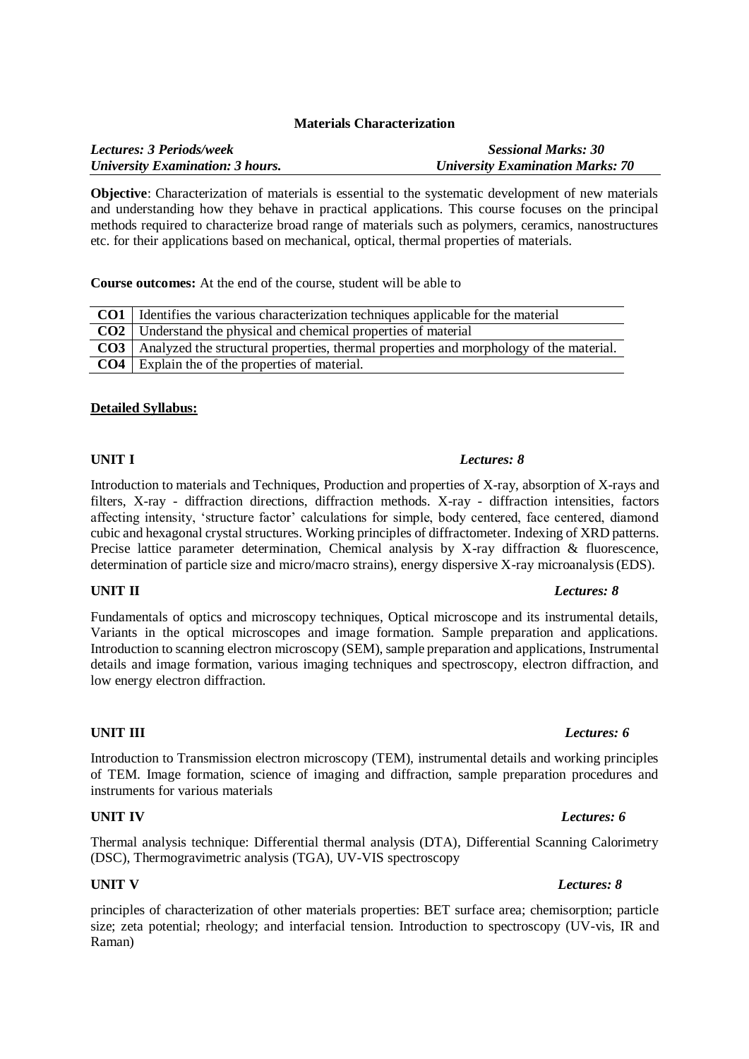# Materials Characterization

| *Lectures: 3 Periods/week* | *Sessional Marks: 30* |
|---|---|
| *University Examination: 3 hours.* | *University Examination Marks: 70* |

**Objective**: Characterization of materials is essential to the systematic development of new materials and understanding how they behave in practical applications. This course focuses on the principal methods required to characterize broad range of materials such as polymers, ceramics, nanostructures etc. for their applications based on mechanical, optical, thermal properties of materials.

**Course outcomes:** At the end of the course, student will be able to

| | |
|---|---|
| **CO1** | Identifies the various characterization techniques applicable for the material |
| **CO2** | Understand the physical and chemical properties of material |
| **CO3** | Analyzed the structural properties, thermal properties and morphology of the material. |
| **CO4** | Explain the of the properties of material. |

**Detailed Syllabus:**

**UNIT I** *Lectures: 8*

Introduction to materials and Techniques, Production and properties of X-ray, absorption of X-rays and filters, X-ray - diffraction directions, diffraction methods. X-ray - diffraction intensities, factors affecting intensity, 'structure factor' calculations for simple, body centered, face centered, diamond cubic and hexagonal crystal structures. Working principles of diffractometer. Indexing of XRD patterns. Precise lattice parameter determination, Chemical analysis by X-ray diffraction & fluorescence, determination of particle size and micro/macro strains), energy dispersive X-ray microanalysis (EDS).

**UNIT II** *Lectures: 8*

Fundamentals of optics and microscopy techniques, Optical microscope and its instrumental details, Variants in the optical microscopes and image formation. Sample preparation and applications. Introduction to scanning electron microscopy (SEM), sample preparation and applications, Instrumental details and image formation, various imaging techniques and spectroscopy, electron diffraction, and low energy electron diffraction.

**UNIT III** *Lectures: 6*

Introduction to Transmission electron microscopy (TEM), instrumental details and working principles of TEM. Image formation, science of imaging and diffraction, sample preparation procedures and instruments for various materials

**UNIT IV** *Lectures: 6*

Thermal analysis technique: Differential thermal analysis (DTA), Differential Scanning Calorimetry (DSC), Thermogravimetric analysis (TGA), UV-VIS spectroscopy

**UNIT V** *Lectures: 8*

principles of characterization of other materials properties: BET surface area; chemisorption; particle size; zeta potential; rheology; and interfacial tension. Introduction to spectroscopy (UV-vis, IR and Raman)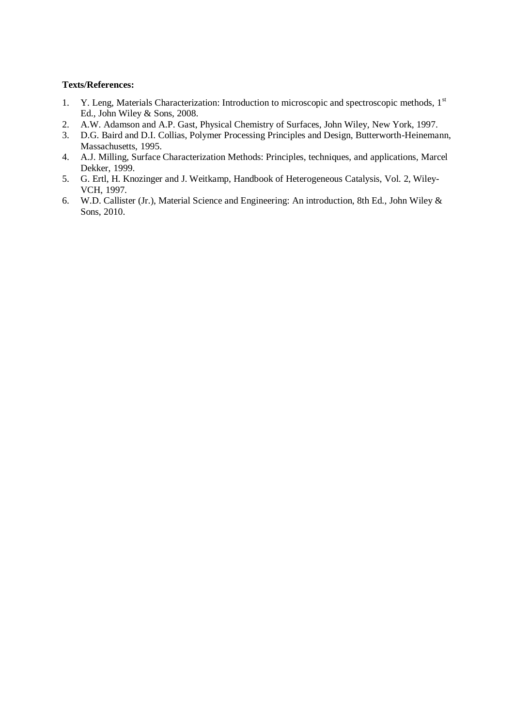**Texts/References:**

1. Y. Leng, Materials Characterization: Introduction to microscopic and spectroscopic methods, 1st Ed., John Wiley & Sons, 2008.
2. A.W. Adamson and A.P. Gast, Physical Chemistry of Surfaces, John Wiley, New York, 1997.
3. D.G. Baird and D.I. Collias, Polymer Processing Principles and Design, Butterworth-Heinemann, Massachusetts, 1995.
4. A.J. Milling, Surface Characterization Methods: Principles, techniques, and applications, Marcel Dekker, 1999.
5. G. Ertl, H. Knozinger and J. Weitkamp, Handbook of Heterogeneous Catalysis, Vol. 2, Wiley-VCH, 1997.
6. W.D. Callister (Jr.), Material Science and Engineering: An introduction, 8th Ed., John Wiley & Sons, 2010.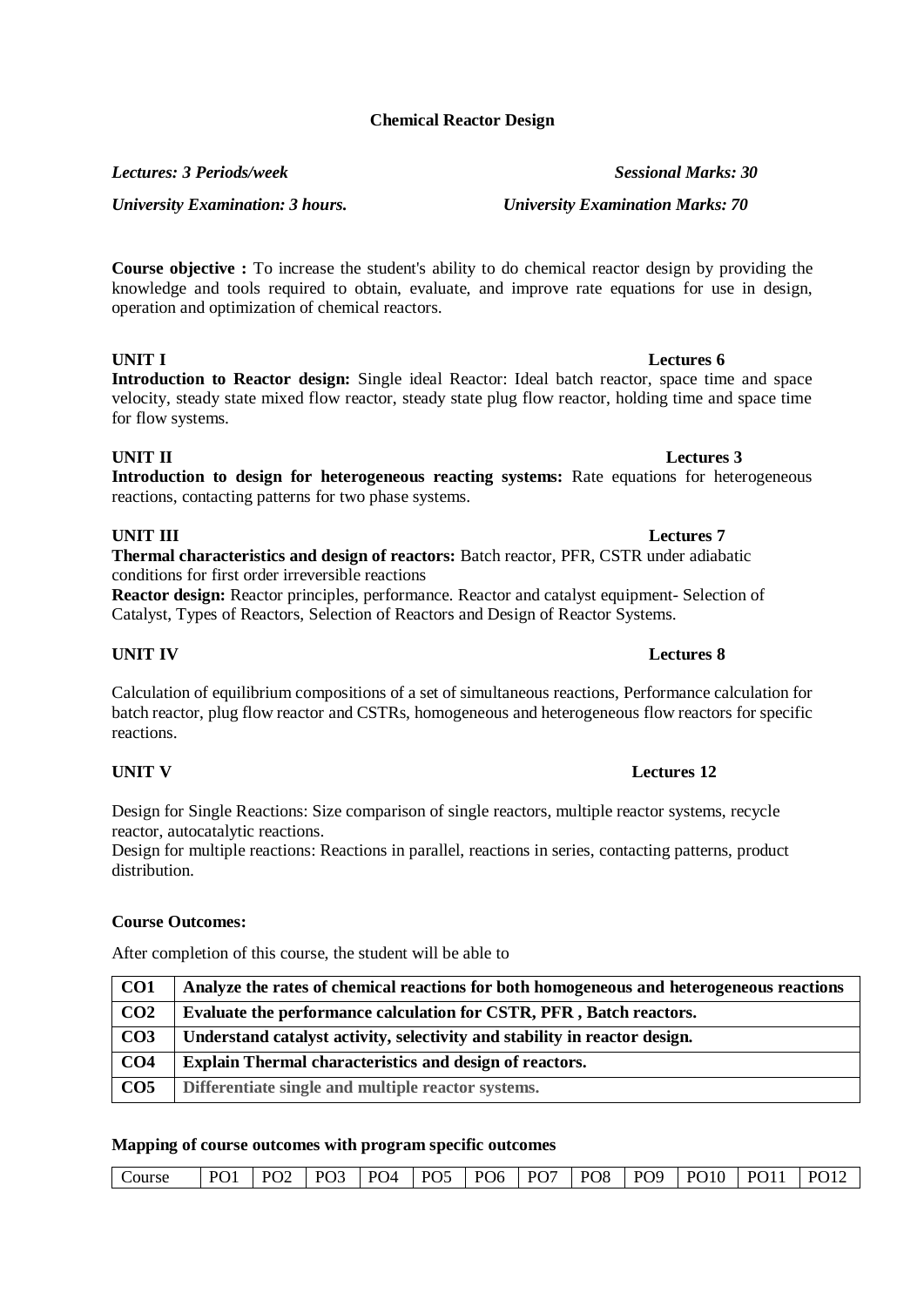## Chemical Reactor Design

*Lectures: 3 Periods/week* | *Sessional Marks: 30*

*University Examination: 3 hours.* | *University Examination Marks: 70*

**Course objective :** To increase the student's ability to do chemical reactor design by providing the knowledge and tools required to obtain, evaluate, and improve rate equations for use in design, operation and optimization of chemical reactors.

**UNIT I** **Lectures 6**

**Introduction to Reactor design:** Single ideal Reactor: Ideal batch reactor, space time and space velocity, steady state mixed flow reactor, steady state plug flow reactor, holding time and space time for flow systems.

**UNIT II** **Lectures 3**

**Introduction to design for heterogeneous reacting systems:** Rate equations for heterogeneous reactions, contacting patterns for two phase systems.

**UNIT III** **Lectures 7**

**Thermal characteristics and design of reactors:** Batch reactor, PFR, CSTR under adiabatic conditions for first order irreversible reactions

**Reactor design:** Reactor principles, performance. Reactor and catalyst equipment- Selection of Catalyst, Types of Reactors, Selection of Reactors and Design of Reactor Systems.

**UNIT IV** **Lectures 8**

Calculation of equilibrium compositions of a set of simultaneous reactions, Performance calculation for batch reactor, plug flow reactor and CSTRs, homogeneous and heterogeneous flow reactors for specific reactions.

**UNIT V** **Lectures 12**

Design for Single Reactions: Size comparison of single reactors, multiple reactor systems, recycle reactor, autocatalytic reactions.

Design for multiple reactions: Reactions in parallel, reactions in series, contacting patterns, product distribution.

**Course Outcomes:**

After completion of this course, the student will be able to

| | |
|---|---|
| **CO1** | **Analyze the rates of chemical reactions for both homogeneous and heterogeneous reactions** |
| **CO2** | **Evaluate the performance calculation for CSTR, PFR , Batch reactors.** |
| **CO3** | **Understand catalyst activity, selectivity and stability in reactor design.** |
| **CO4** | **Explain Thermal characteristics and design of reactors.** |
| **CO5** | **Differentiate single and multiple reactor systems.** |

**Mapping of course outcomes with program specific outcomes**

| Course | PO1 | PO2 | PO3 | PO4 | PO5 | PO6 | PO7 | PO8 | PO9 | PO10 | PO11 | PO12 |
|---|---|---|---|---|---|---|---|---|---|---|---|---|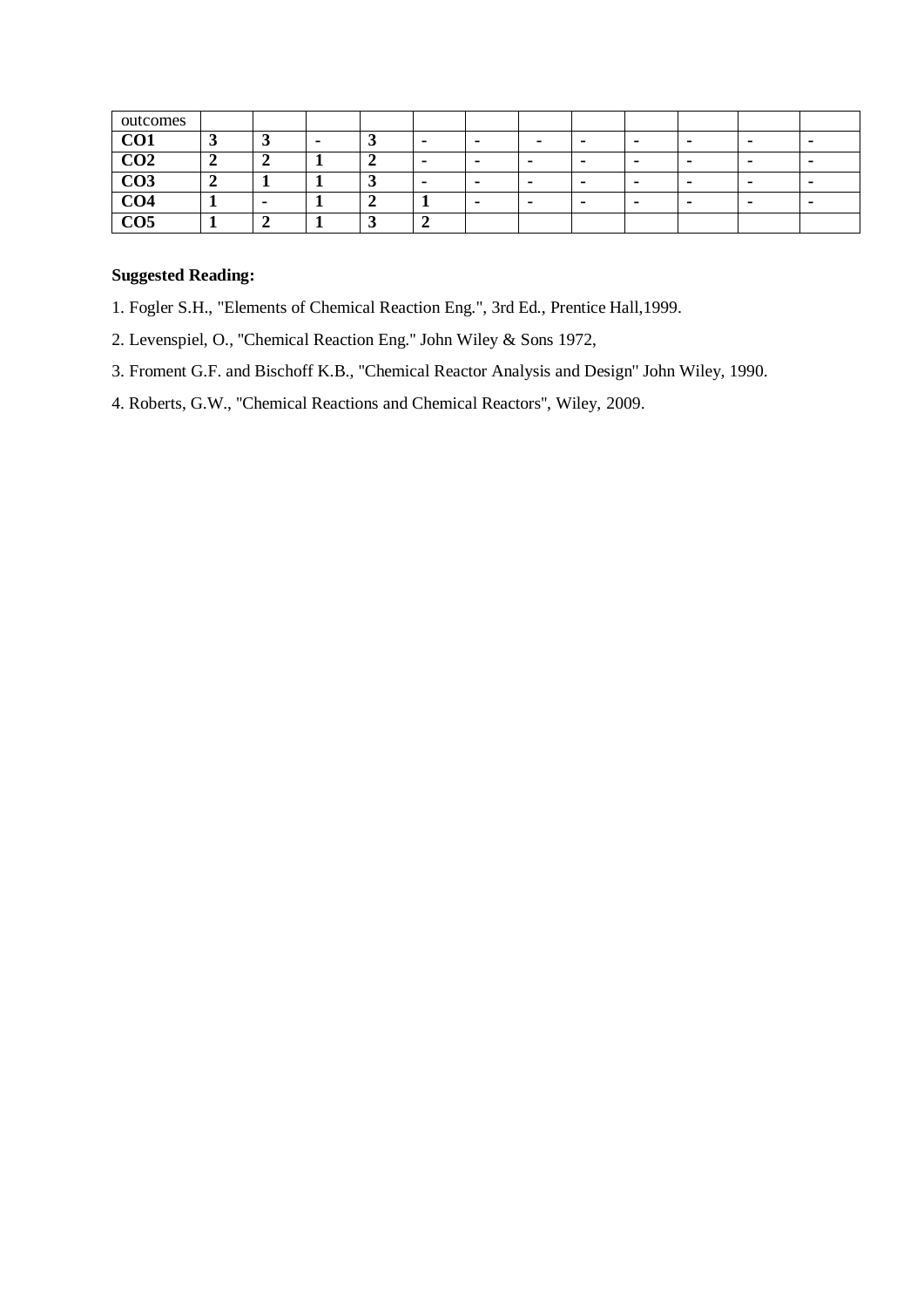| outcomes | | | | | | | | | | | | |
|---|---|---|---|---|---|---|---|---|---|---|---|---|
| **CO1** | **3** | **3** | **-** | **3** | **-** | **-** | **-** | **-** | **-** | **-** | **-** | **-** |
| **CO2** | **2** | **2** | **1** | **2** | **-** | **-** | **-** | **-** | **-** | **-** | **-** | **-** |
| **CO3** | **2** | **1** | **1** | **3** | **-** | **-** | **-** | **-** | **-** | **-** | **-** | **-** |
| **CO4** | **1** | **-** | **1** | **2** | **1** | **-** | **-** | **-** | **-** | **-** | **-** | **-** |
| **CO5** | **1** | **2** | **1** | **3** | **2** | | | | | | | |

**Suggested Reading:**

1. Fogler S.H., "Elements of Chemical Reaction Eng.", 3rd Ed., Prentice Hall,1999.
2. Levenspiel, O., "Chemical Reaction Eng." John Wiley & Sons 1972,
3. Froment G.F. and Bischoff K.B., "Chemical Reactor Analysis and Design" John Wiley, 1990.
4. Roberts, G.W., "Chemical Reactions and Chemical Reactors", Wiley, 2009.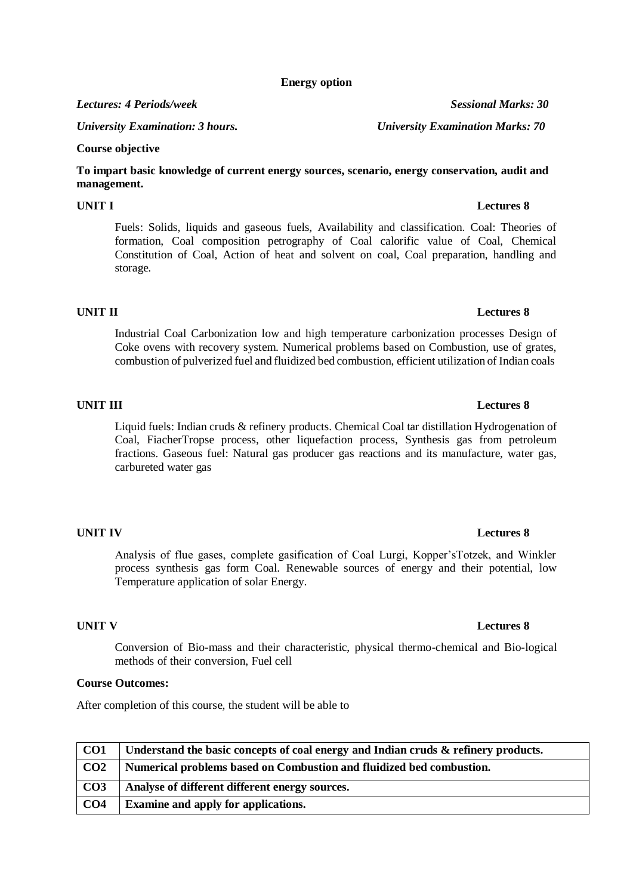## Energy option

*Lectures: 4 Periods/week* *Sessional Marks: 30*

*University Examination: 3 hours.* *University Examination Marks: 70*

**Course objective**

**To impart basic knowledge of current energy sources, scenario, energy conservation, audit and management.**

### UNIT I Lectures 8

Fuels: Solids, liquids and gaseous fuels, Availability and classification. Coal: Theories of formation, Coal composition petrography of Coal calorific value of Coal, Chemical Constitution of Coal, Action of heat and solvent on coal, Coal preparation, handling and storage.

### UNIT II Lectures 8

Industrial Coal Carbonization low and high temperature carbonization processes Design of Coke ovens with recovery system. Numerical problems based on Combustion, use of grates, combustion of pulverized fuel and fluidized bed combustion, efficient utilization of Indian coals

### UNIT III Lectures 8

Liquid fuels: Indian cruds & refinery products. Chemical Coal tar distillation Hydrogenation of Coal, FiacherTropse process, other liquefaction process, Synthesis gas from petroleum fractions. Gaseous fuel: Natural gas producer gas reactions and its manufacture, water gas, carbureted water gas

### UNIT IV Lectures 8

Analysis of flue gases, complete gasification of Coal Lurgi, Kopper'sTotzek, and Winkler process synthesis gas form Coal. Renewable sources of energy and their potential, low Temperature application of solar Energy.

### UNIT V Lectures 8

Conversion of Bio-mass and their characteristic, physical thermo-chemical and Bio-logical methods of their conversion, Fuel cell

**Course Outcomes:**

After completion of this course, the student will be able to

| | |
|---|---|
| **CO1** | **Understand the basic concepts of coal energy and Indian cruds & refinery products.** |
| **CO2** | **Numerical problems based on Combustion and fluidized bed combustion.** |
| **CO3** | **Analyse of different different energy sources.** |
| **CO4** | **Examine and apply for applications.** |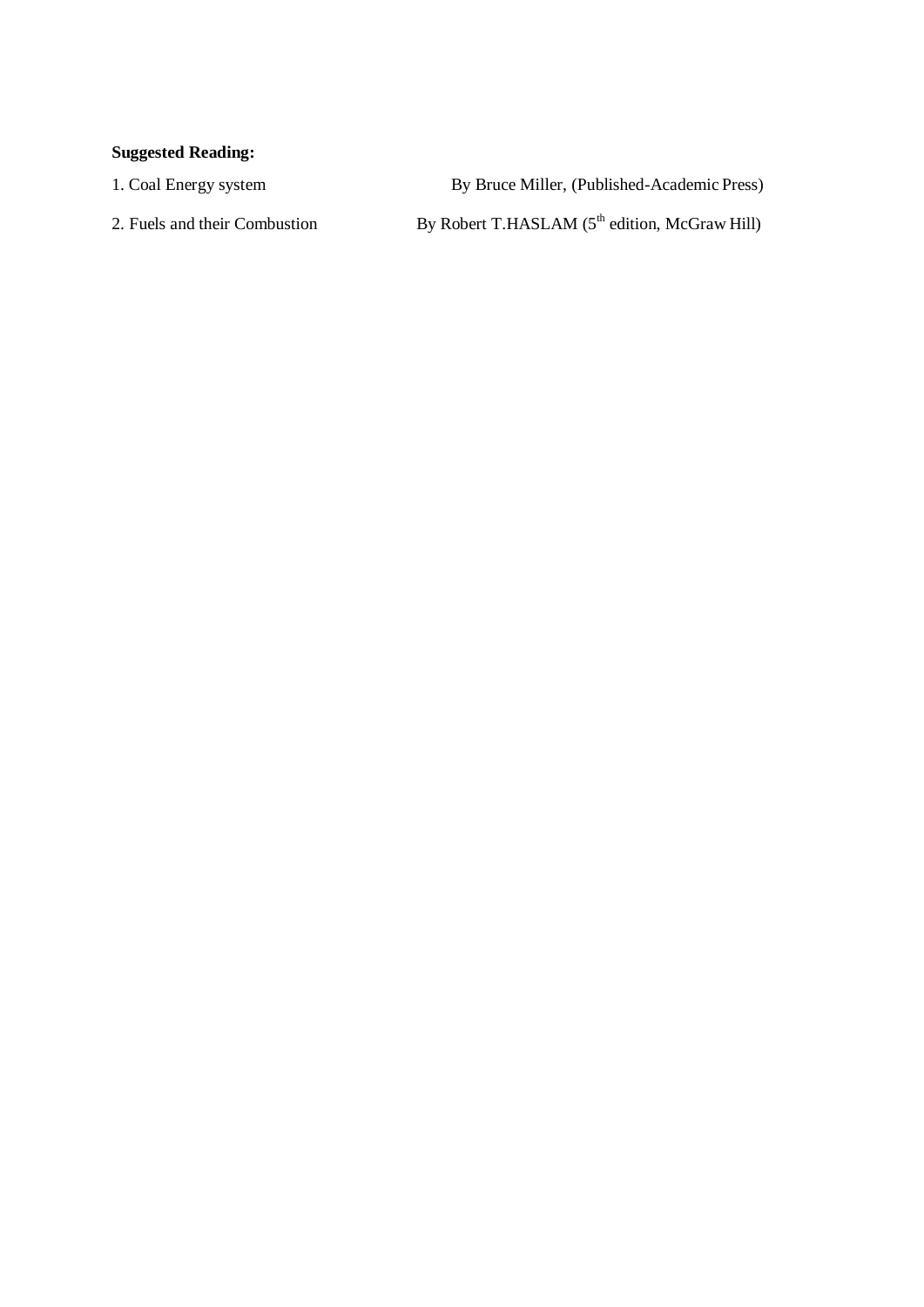**Suggested Reading:**

1. Coal Energy system By Bruce Miller, (Published-Academic Press)
2. Fuels and their Combustion By Robert T.HASLAM (5th edition, McGraw Hill)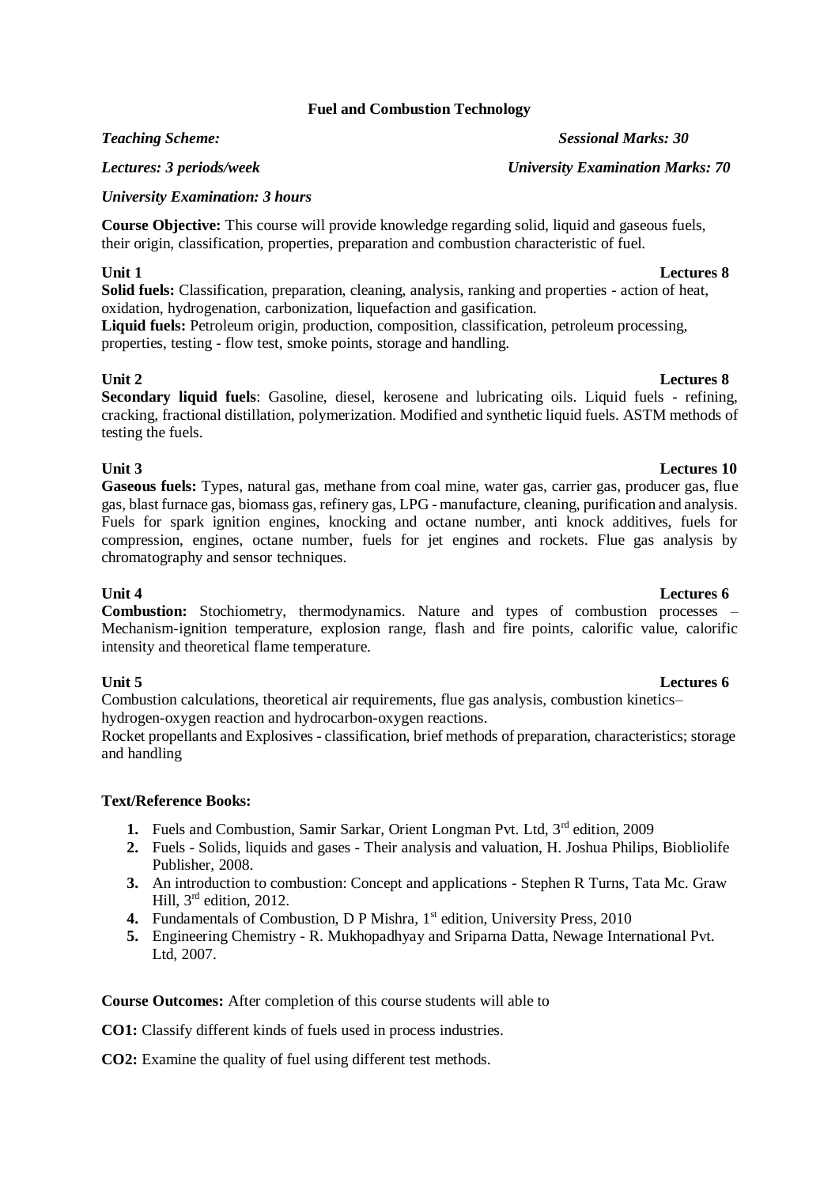## Fuel and Combustion Technology

*Teaching Scheme:* *Sessional Marks: 30*

*Lectures: 3 periods/week* *University Examination Marks: 70*

*University Examination: 3 hours*

**Course Objective:** This course will provide knowledge regarding solid, liquid and gaseous fuels, their origin, classification, properties, preparation and combustion characteristic of fuel.

**Unit 1** **Lectures 8**

**Solid fuels:** Classification, preparation, cleaning, analysis, ranking and properties - action of heat, oxidation, hydrogenation, carbonization, liquefaction and gasification.

**Liquid fuels:** Petroleum origin, production, composition, classification, petroleum processing, properties, testing - flow test, smoke points, storage and handling.

**Unit 2** **Lectures 8**

**Secondary liquid fuels**: Gasoline, diesel, kerosene and lubricating oils. Liquid fuels - refining, cracking, fractional distillation, polymerization. Modified and synthetic liquid fuels. ASTM methods of testing the fuels.

**Unit 3** **Lectures 10**

**Gaseous fuels:** Types, natural gas, methane from coal mine, water gas, carrier gas, producer gas, flue gas, blast furnace gas, biomass gas, refinery gas, LPG - manufacture, cleaning, purification and analysis. Fuels for spark ignition engines, knocking and octane number, anti knock additives, fuels for compression, engines, octane number, fuels for jet engines and rockets. Flue gas analysis by chromatography and sensor techniques.

**Unit 4** **Lectures 6**

**Combustion:** Stochiometry, thermodynamics. Nature and types of combustion processes – Mechanism-ignition temperature, explosion range, flash and fire points, calorific value, calorific intensity and theoretical flame temperature.

**Unit 5** **Lectures 6**

Combustion calculations, theoretical air requirements, flue gas analysis, combustion kinetics– hydrogen-oxygen reaction and hydrocarbon-oxygen reactions.

Rocket propellants and Explosives - classification, brief methods of preparation, characteristics; storage and handling

**Text/Reference Books:**

1. Fuels and Combustion, Samir Sarkar, Orient Longman Pvt. Ltd, 3rd edition, 2009
2. Fuels - Solids, liquids and gases - Their analysis and valuation, H. Joshua Philips, Biobliolife Publisher, 2008.
3. An introduction to combustion: Concept and applications - Stephen R Turns, Tata Mc. Graw Hill, 3rd edition, 2012.
4. Fundamentals of Combustion, D P Mishra, 1st edition, University Press, 2010
5. Engineering Chemistry - R. Mukhopadhyay and Sriparna Datta, Newage International Pvt. Ltd, 2007.

**Course Outcomes:** After completion of this course students will able to

**CO1:** Classify different kinds of fuels used in process industries.

**CO2:** Examine the quality of fuel using different test methods.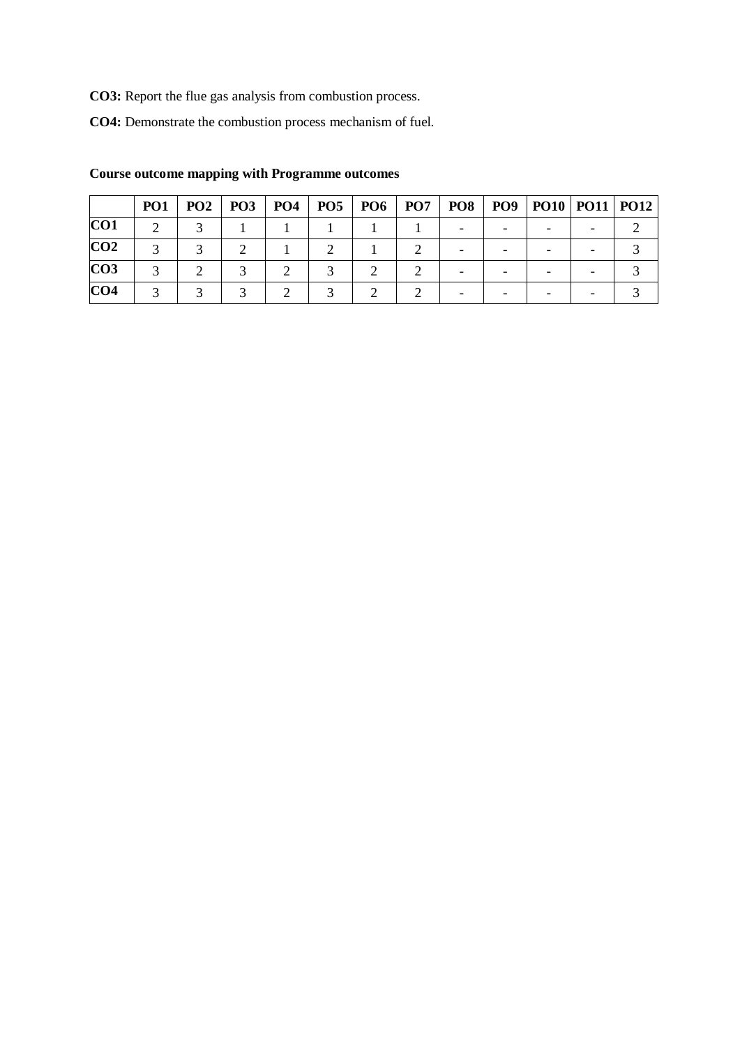**CO3:** Report the flue gas analysis from combustion process.

**CO4:** Demonstrate the combustion process mechanism of fuel.

**Course outcome mapping with Programme outcomes**

| | PO1 | PO2 | PO3 | PO4 | PO5 | PO6 | PO7 | PO8 | PO9 | PO10 | PO11 | PO12 |
|---|---|---|---|---|---|---|---|---|---|---|---|---|
| **CO1** | 2 | 3 | 1 | 1 | 1 | 1 | 1 | - | - | - | - | 2 |
| **CO2** | 3 | 3 | 2 | 1 | 2 | 1 | 2 | - | - | - | - | 3 |
| **CO3** | 3 | 2 | 3 | 2 | 3 | 2 | 2 | - | - | - | - | 3 |
| **CO4** | 3 | 3 | 3 | 2 | 3 | 2 | 2 | - | - | - | - | 3 |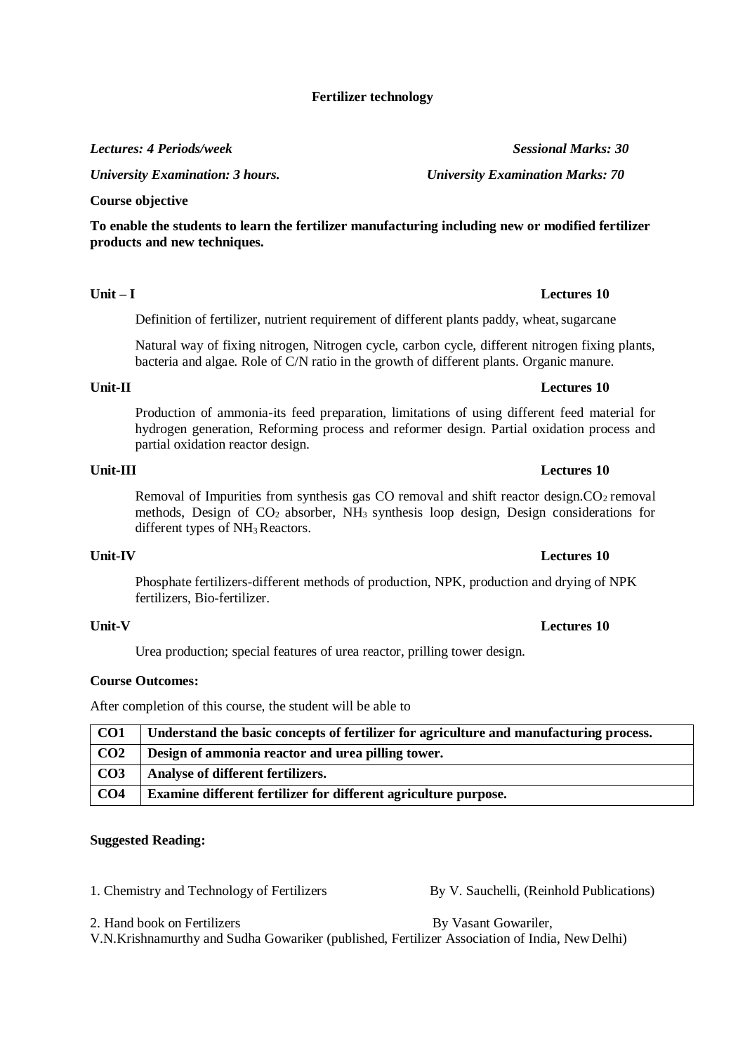# Fertilizer technology

*Lectures: 4 Periods/week* **Sessional Marks: 30**

***Lectures: 4 Periods/week*** ***Sessional Marks: 30***

***University Examination: 3 hours.*** ***University Examination Marks: 70***

**Course objective**

**To enable the students to learn the fertilizer manufacturing including new or modified fertilizer products and new techniques.**

**Unit – I** **Lectures 10**

Definition of fertilizer, nutrient requirement of different plants paddy, wheat, sugarcane

Natural way of fixing nitrogen, Nitrogen cycle, carbon cycle, different nitrogen fixing plants, bacteria and algae. Role of C/N ratio in the growth of different plants. Organic manure.

**Unit-II** **Lectures 10**

Production of ammonia-its feed preparation, limitations of using different feed material for hydrogen generation, Reforming process and reformer design. Partial oxidation process and partial oxidation reactor design.

**Unit-III** **Lectures 10**

Removal of Impurities from synthesis gas CO removal and shift reactor design. $CO_2$ removal methods, Design of $CO_2$ absorber, $NH_3$ synthesis loop design, Design considerations for different types of $NH_3$ Reactors.

**Unit-IV** **Lectures 10**

Phosphate fertilizers-different methods of production, NPK, production and drying of NPK fertilizers, Bio-fertilizer.

**Unit-V** **Lectures 10**

Urea production; special features of urea reactor, prilling tower design.

**Course Outcomes:**

After completion of this course, the student will be able to

| | |
|---|---|
| **CO1** | **Understand the basic concepts of fertilizer for agriculture and manufacturing process.** |
| **CO2** | **Design of ammonia reactor and urea pilling tower.** |
| **CO3** | **Analyse of different fertilizers.** |
| **CO4** | **Examine different fertilizer for different agriculture purpose.** |

**Suggested Reading:**

1. Chemistry and Technology of Fertilizers By V. Sauchelli, (Reinhold Publications)

2. Hand book on Fertilizers By Vasant Gowariler, V.N.Krishnamurthy and Sudha Gowariker (published, Fertilizer Association of India, New Delhi)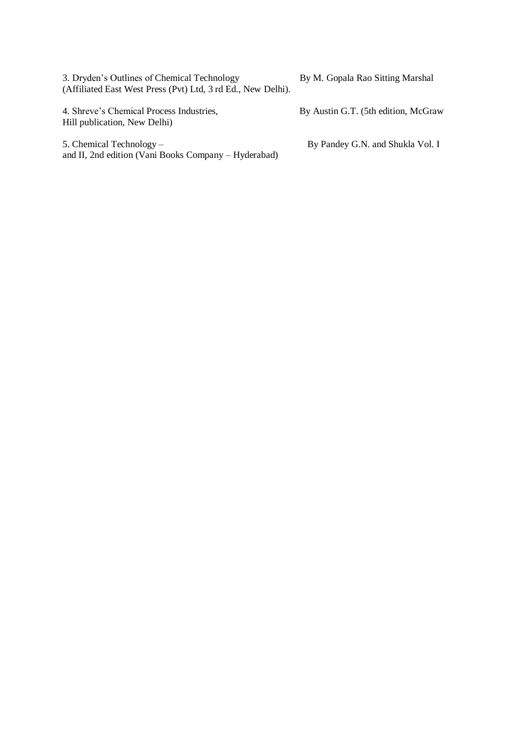3. Dryden's Outlines of Chemical Technology By M. Gopala Rao Sitting Marshal (Affiliated East West Press (Pvt) Ltd, 3 rd Ed., New Delhi).

4. Shreve's Chemical Process Industries, By Austin G.T. (5th edition, McGraw Hill publication, New Delhi)

5. Chemical Technology – By Pandey G.N. and Shukla Vol. I and II, 2nd edition (Vani Books Company – Hyderabad)